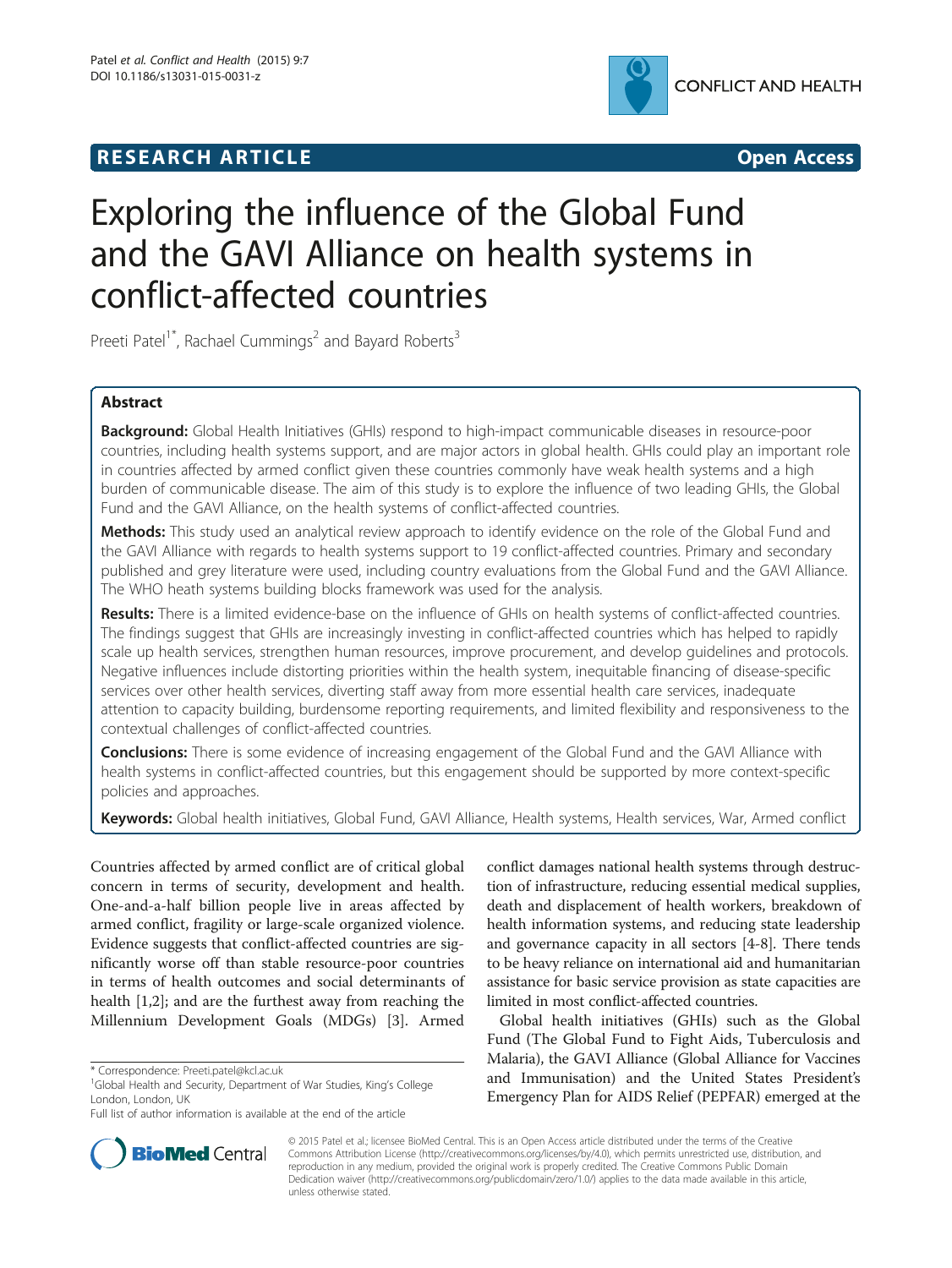**RESEARCH ARTICLE** **Open Access**

# Exploring the influence of the Global Fund and the GAVI Alliance on health systems in conflict-affected countries

Preeti Patel[1*], Rachael Cummings[2] and Bayard Roberts[3]

## Abstract

**Background:** Global Health Initiatives (GHIs) respond to high-impact communicable diseases in resource-poor countries, including health systems support, and are major actors in global health. GHIs could play an important role in countries affected by armed conflict given these countries commonly have weak health systems and a high burden of communicable disease. The aim of this study is to explore the influence of two leading GHIs, the Global Fund and the GAVI Alliance, on the health systems of conflict-affected countries.

**Methods:** This study used an analytical review approach to identify evidence on the role of the Global Fund and the GAVI Alliance with regards to health systems support to 19 conflict-affected countries. Primary and secondary published and grey literature were used, including country evaluations from the Global Fund and the GAVI Alliance. The WHO heath systems building blocks framework was used for the analysis.

**Results:** There is a limited evidence-base on the influence of GHIs on health systems of conflict-affected countries. The findings suggest that GHIs are increasingly investing in conflict-affected countries which has helped to rapidly scale up health services, strengthen human resources, improve procurement, and develop guidelines and protocols. Negative influences include distorting priorities within the health system, inequitable financing of disease-specific services over other health services, diverting staff away from more essential health care services, inadequate attention to capacity building, burdensome reporting requirements, and limited flexibility and responsiveness to the contextual challenges of conflict-affected countries.

**Conclusions:** There is some evidence of increasing engagement of the Global Fund and the GAVI Alliance with health systems in conflict-affected countries, but this engagement should be supported by more context-specific policies and approaches.

**Keywords:** Global health initiatives, Global Fund, GAVI Alliance, Health systems, Health services, War, Armed conflict

Countries affected by armed conflict are of critical global concern in terms of security, development and health. One-and-a-half billion people live in areas affected by armed conflict, fragility or large-scale organized violence. Evidence suggests that conflict-affected countries are significantly worse off than stable resource-poor countries in terms of health outcomes and social determinants of health [1,2]; and are the furthest away from reaching the Millennium Development Goals (MDGs) [3]. Armed conflict damages national health systems through destruction of infrastructure, reducing essential medical supplies, death and displacement of health workers, breakdown of health information systems, and reducing state leadership and governance capacity in all sectors [4-8]. There tends to be heavy reliance on international aid and humanitarian assistance for basic service provision as state capacities are limited in most conflict-affected countries.

Global health initiatives (GHIs) such as the Global Fund (The Global Fund to Fight Aids, Tuberculosis and Malaria), the GAVI Alliance (Global Alliance for Vaccines and Immunisation) and the United States President's Emergency Plan for AIDS Relief (PEPFAR) emerged at the

\* Correspondence: Preeti.patel@kcl.ac.uk
[1]Global Health and Security, Department of War Studies, King's College London, London, UK
Full list of author information is available at the end of the article

© 2015 Patel et al.; licensee BioMed Central. This is an Open Access article distributed under the terms of the Creative Commons Attribution License (http://creativecommons.org/licenses/by/4.0), which permits unrestricted use, distribution, and reproduction in any medium, provided the original work is properly credited. The Creative Commons Public Domain Dedication waiver (http://creativecommons.org/publicdomain/zero/1.0/) applies to the data made available in this article, unless otherwise stated.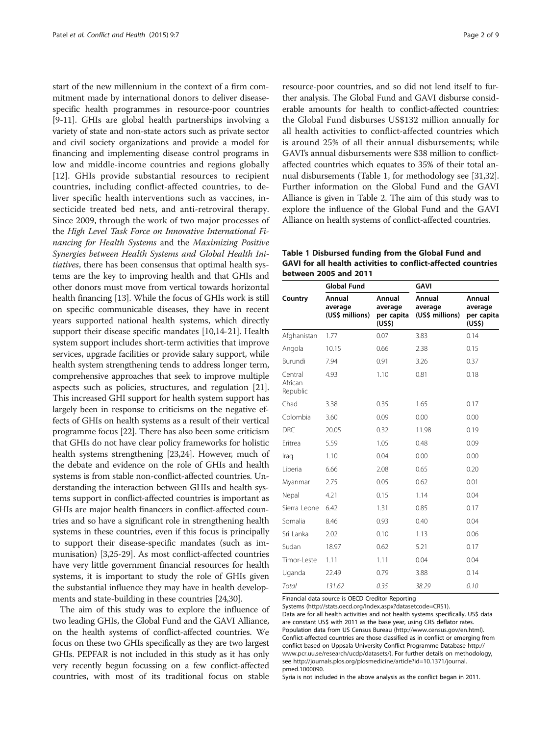start of the new millennium in the context of a firm commitment made by international donors to deliver disease-specific health programmes in resource-poor countries [9-11]. GHIs are global health partnerships involving a variety of state and non-state actors such as private sector and civil society organizations and provide a model for financing and implementing disease control programs in low and middle-income countries and regions globally [12]. GHIs provide substantial resources to recipient countries, including conflict-affected countries, to deliver specific health interventions such as vaccines, insecticide treated bed nets, and anti-retroviral therapy. Since 2009, through the work of two major processes of the *High Level Task Force on Innovative International Financing for Health Systems* and the *Maximizing Positive Synergies between Health Systems and Global Health Initiatives*, there has been consensus that optimal health systems are the key to improving health and that GHIs and other donors must move from vertical towards horizontal health financing [13]. While the focus of GHIs work is still on specific communicable diseases, they have in recent years supported national health systems, which directly support their disease specific mandates [10,14-21]. Health system support includes short-term activities that improve services, upgrade facilities or provide salary support, while health system strengthening tends to address longer term, comprehensive approaches that seek to improve multiple aspects such as policies, structures, and regulation [21]. This increased GHI support for health system support has largely been in response to criticisms on the negative effects of GHIs on health systems as a result of their vertical programme focus [22]. There has also been some criticism that GHIs do not have clear policy frameworks for holistic health systems strengthening [23,24]. However, much of the debate and evidence on the role of GHIs and health systems is from stable non-conflict-affected countries. Understanding the interaction between GHIs and health systems support in conflict-affected countries is important as GHIs are major health financers in conflict-affected countries and so have a significant role in strengthening health systems in these countries, even if this focus is principally to support their disease-specific mandates (such as immunisation) [3,25-29]. As most conflict-affected countries have very little government financial resources for health systems, it is important to study the role of GHIs given the substantial influence they may have in health developments and state-building in these countries [24,30].

The aim of this study was to explore the influence of two leading GHIs, the Global Fund and the GAVI Alliance, on the health systems of conflict-affected countries. We focus on these two GHIs specifically as they are two largest GHIs. PEPFAR is not included in this study as it has only very recently begun focussing on a few conflict-affected countries, with most of its traditional focus on stable resource-poor countries, and so did not lend itself to further analysis. The Global Fund and GAVI disburse considerable amounts for health to conflict-affected countries: the Global Fund disburses US$132 million annually for all health activities to conflict-affected countries which is around 25% of all their annual disbursements; while GAVI's annual disbursements were $38 million to conflict-affected countries which equates to 35% of their total annual disbursements (Table 1, for methodology see [31,32]. Further information on the Global Fund and the GAVI Alliance is given in Table 2. The aim of this study was to explore the influence of the Global Fund and the GAVI Alliance on health systems of conflict-affected countries.

**Table 1 Disbursed funding from the Global Fund and GAVI for all health activities to conflict-affected countries between 2005 and 2011**

| | Global Fund | | GAVI | |
|---|---|---|---|---|
| Country | Annual average (US$ millions) | Annual average per capita (US$) | Annual average (US$ millions) | Annual average per capita (US$) |
| Afghanistan | 1.77 | 0.07 | 3.83 | 0.14 |
| Angola | 10.15 | 0.66 | 2.38 | 0.15 |
| Burundi | 7.94 | 0.91 | 3.26 | 0.37 |
| Central African Republic | 4.93 | 1.10 | 0.81 | 0.18 |
| Chad | 3.38 | 0.35 | 1.65 | 0.17 |
| Colombia | 3.60 | 0.09 | 0.00 | 0.00 |
| DRC | 20.05 | 0.32 | 11.98 | 0.19 |
| Eritrea | 5.59 | 1.05 | 0.48 | 0.09 |
| Iraq | 1.10 | 0.04 | 0.00 | 0.00 |
| Liberia | 6.66 | 2.08 | 0.65 | 0.20 |
| Myanmar | 2.75 | 0.05 | 0.62 | 0.01 |
| Nepal | 4.21 | 0.15 | 1.14 | 0.04 |
| Sierra Leone | 6.42 | 1.31 | 0.85 | 0.17 |
| Somalia | 8.46 | 0.93 | 0.40 | 0.04 |
| Sri Lanka | 2.02 | 0.10 | 1.13 | 0.06 |
| Sudan | 18.97 | 0.62 | 5.21 | 0.17 |
| Timor-Leste | 1.11 | 1.11 | 0.04 | 0.04 |
| Uganda | 22.49 | 0.79 | 3.88 | 0.14 |
| *Total* | *131.62* | *0.35* | *38.29* | *0.10* |

Financial data source is OECD Creditor Reporting Systems (http://stats.oecd.org/Index.aspx?datasetcode=CRS1).
Data are for all health activities and not health systems specifically. US$ data are constant US$ with 2011 as the base year, using CRS deflator rates. Population data from US Census Bureau (http://www.census.gov/en.html). Conflict-affected countries are those classified as in conflict or emerging from conflict based on Uppsala University Conflict Programme Database http://www.pcr.uu.se/research/ucdp/datasets/). For further details on methodology, see http://journals.plos.org/plosmedicine/article?id=10.1371/journal.pmed.1000090.
Syria is not included in the above analysis as the conflict began in 2011.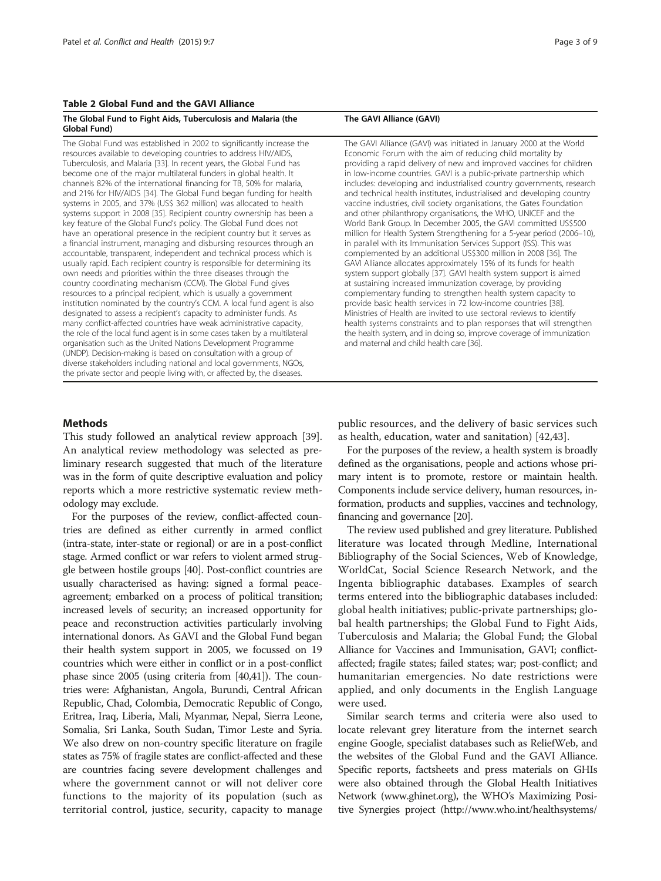**Table 2 Global Fund and the GAVI Alliance**

| The Global Fund to Fight Aids, Tuberculosis and Malaria (the Global Fund) | The GAVI Alliance (GAVI) |
|---|---|
| The Global Fund was established in 2002 to significantly increase the resources available to developing countries to address HIV/AIDS, Tuberculosis, and Malaria [33]. In recent years, the Global Fund has become one of the major multilateral funders in global health. It channels 82% of the international financing for TB, 50% for malaria, and 21% for HIV/AIDS [34]. The Global Fund began funding for health systems in 2005, and 37% (US$ 362 million) was allocated to health systems support in 2008 [35]. Recipient country ownership has been a key feature of the Global Fund's policy. The Global Fund does not have an operational presence in the recipient country but it serves as a financial instrument, managing and disbursing resources through an accountable, transparent, independent and technical process which is usually rapid. Each recipient country is responsible for determining its own needs and priorities within the three diseases through the country coordinating mechanism (CCM). The Global Fund gives resources to a principal recipient, which is usually a government institution nominated by the country's CCM. A local fund agent is also designated to assess a recipient's capacity to administer funds. As many conflict-affected countries have weak administrative capacity, the role of the local fund agent is in some cases taken by a multilateral organisation such as the United Nations Development Programme (UNDP). Decision-making is based on consultation with a group of diverse stakeholders including national and local governments, NGOs, the private sector and people living with, or affected by, the diseases. | The GAVI Alliance (GAVI) was initiated in January 2000 at the World Economic Forum with the aim of reducing child mortality by providing a rapid delivery of new and improved vaccines for children in low-income countries. GAVI is a public-private partnership which includes: developing and industrialised country governments, research and technical health institutes, industrialised and developing country vaccine industries, civil society organisations, the Gates Foundation and other philanthropy organisations, the WHO, UNICEF and the World Bank Group. In December 2005, the GAVI committed US$500 million for Health System Strengthening for a 5-year period (2006–10), in parallel with its Immunisation Services Support (ISS). This was complemented by an additional US$300 million in 2008 [36]. The GAVI Alliance allocates approximately 15% of its funds for health system support globally [37]. GAVI health system support is aimed at sustaining increased immunization coverage, by providing complementary funding to strengthen health system capacity to provide basic health services in 72 low-income countries [38]. Ministries of Health are invited to use sectoral reviews to identify health systems constraints and to plan responses that will strengthen the health system, and in doing so, improve coverage of immunization and maternal and child health care [36]. |

## Methods

This study followed an analytical review approach [39]. An analytical review methodology was selected as preliminary research suggested that much of the literature was in the form of quite descriptive evaluation and policy reports which a more restrictive systematic review methodology may exclude.

For the purposes of the review, conflict-affected countries are defined as either currently in armed conflict (intra-state, inter-state or regional) or are in a post-conflict stage. Armed conflict or war refers to violent armed struggle between hostile groups [40]. Post-conflict countries are usually characterised as having: signed a formal peace-agreement; embarked on a process of political transition; increased levels of security; an increased opportunity for peace and reconstruction activities particularly involving international donors. As GAVI and the Global Fund began their health system support in 2005, we focussed on 19 countries which were either in conflict or in a post-conflict phase since 2005 (using criteria from [40,41]). The countries were: Afghanistan, Angola, Burundi, Central African Republic, Chad, Colombia, Democratic Republic of Congo, Eritrea, Iraq, Liberia, Mali, Myanmar, Nepal, Sierra Leone, Somalia, Sri Lanka, South Sudan, Timor Leste and Syria. We also drew on non-country specific literature on fragile states as 75% of fragile states are conflict-affected and these are countries facing severe development challenges and where the government cannot or will not deliver core functions to the majority of its population (such as territorial control, justice, security, capacity to manage public resources, and the delivery of basic services such as health, education, water and sanitation) [42,43].

For the purposes of the review, a health system is broadly defined as the organisations, people and actions whose primary intent is to promote, restore or maintain health. Components include service delivery, human resources, information, products and supplies, vaccines and technology, financing and governance [20].

The review used published and grey literature. Published literature was located through Medline, International Bibliography of the Social Sciences, Web of Knowledge, WorldCat, Social Science Research Network, and the Ingenta bibliographic databases. Examples of search terms entered into the bibliographic databases included: global health initiatives; public-private partnerships; global health partnerships; the Global Fund to Fight Aids, Tuberculosis and Malaria; the Global Fund; the Global Alliance for Vaccines and Immunisation, GAVI; conflict-affected; fragile states; failed states; war; post-conflict; and humanitarian emergencies. No date restrictions were applied, and only documents in the English Language were used.

Similar search terms and criteria were also used to locate relevant grey literature from the internet search engine Google, specialist databases such as ReliefWeb, and the websites of the Global Fund and the GAVI Alliance. Specific reports, factsheets and press materials on GHIs were also obtained through the Global Health Initiatives Network (www.ghinet.org), the WHO's Maximizing Positive Synergies project (http://www.who.int/healthsystems/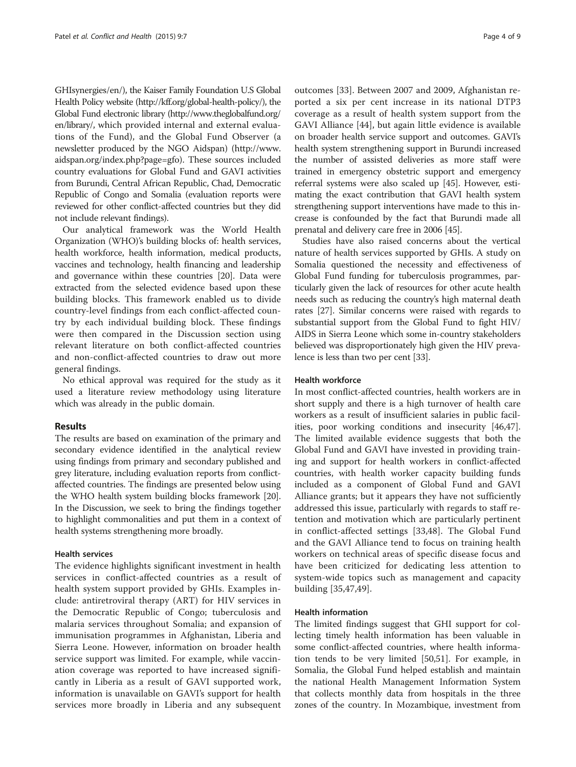GHIsynergies/en/), the Kaiser Family Foundation U.S Global Health Policy website (http://kff.org/global-health-policy/), the Global Fund electronic library (http://www.theglobalfund.org/en/library/, which provided internal and external evaluations of the Fund), and the Global Fund Observer (a newsletter produced by the NGO Aidspan) (http://www.aidspan.org/index.php?page=gfo). These sources included country evaluations for Global Fund and GAVI activities from Burundi, Central African Republic, Chad, Democratic Republic of Congo and Somalia (evaluation reports were reviewed for other conflict-affected countries but they did not include relevant findings).

Our analytical framework was the World Health Organization (WHO)'s building blocks of: health services, health workforce, health information, medical products, vaccines and technology, health financing and leadership and governance within these countries [20]. Data were extracted from the selected evidence based upon these building blocks. This framework enabled us to divide country-level findings from each conflict-affected country by each individual building block. These findings were then compared in the Discussion section using relevant literature on both conflict-affected countries and non-conflict-affected countries to draw out more general findings.

No ethical approval was required for the study as it used a literature review methodology using literature which was already in the public domain.

## Results

The results are based on examination of the primary and secondary evidence identified in the analytical review using findings from primary and secondary published and grey literature, including evaluation reports from conflict-affected countries. The findings are presented below using the WHO health system building blocks framework [20]. In the Discussion, we seek to bring the findings together to highlight commonalities and put them in a context of health systems strengthening more broadly.

### Health services

The evidence highlights significant investment in health services in conflict-affected countries as a result of health system support provided by GHIs. Examples include: antiretroviral therapy (ART) for HIV services in the Democratic Republic of Congo; tuberculosis and malaria services throughout Somalia; and expansion of immunisation programmes in Afghanistan, Liberia and Sierra Leone. However, information on broader health service support was limited. For example, while vaccination coverage was reported to have increased significantly in Liberia as a result of GAVI supported work, information is unavailable on GAVI's support for health services more broadly in Liberia and any subsequent outcomes [33]. Between 2007 and 2009, Afghanistan reported a six per cent increase in its national DTP3 coverage as a result of health system support from the GAVI Alliance [44], but again little evidence is available on broader health service support and outcomes. GAVI's health system strengthening support in Burundi increased the number of assisted deliveries as more staff were trained in emergency obstetric support and emergency referral systems were also scaled up [45]. However, estimating the exact contribution that GAVI health system strengthening support interventions have made to this increase is confounded by the fact that Burundi made all prenatal and delivery care free in 2006 [45].

Studies have also raised concerns about the vertical nature of health services supported by GHIs. A study on Somalia questioned the necessity and effectiveness of Global Fund funding for tuberculosis programmes, particularly given the lack of resources for other acute health needs such as reducing the country's high maternal death rates [27]. Similar concerns were raised with regards to substantial support from the Global Fund to fight HIV/AIDS in Sierra Leone which some in-country stakeholders believed was disproportionately high given the HIV prevalence is less than two per cent [33].

### Health workforce

In most conflict-affected countries, health workers are in short supply and there is a high turnover of health care workers as a result of insufficient salaries in public facilities, poor working conditions and insecurity [46,47]. The limited available evidence suggests that both the Global Fund and GAVI have invested in providing training and support for health workers in conflict-affected countries, with health worker capacity building funds included as a component of Global Fund and GAVI Alliance grants; but it appears they have not sufficiently addressed this issue, particularly with regards to staff retention and motivation which are particularly pertinent in conflict-affected settings [33,48]. The Global Fund and the GAVI Alliance tend to focus on training health workers on technical areas of specific disease focus and have been criticized for dedicating less attention to system-wide topics such as management and capacity building [35,47,49].

### Health information

The limited findings suggest that GHI support for collecting timely health information has been valuable in some conflict-affected countries, where health information tends to be very limited [50,51]. For example, in Somalia, the Global Fund helped establish and maintain the national Health Management Information System that collects monthly data from hospitals in the three zones of the country. In Mozambique, investment from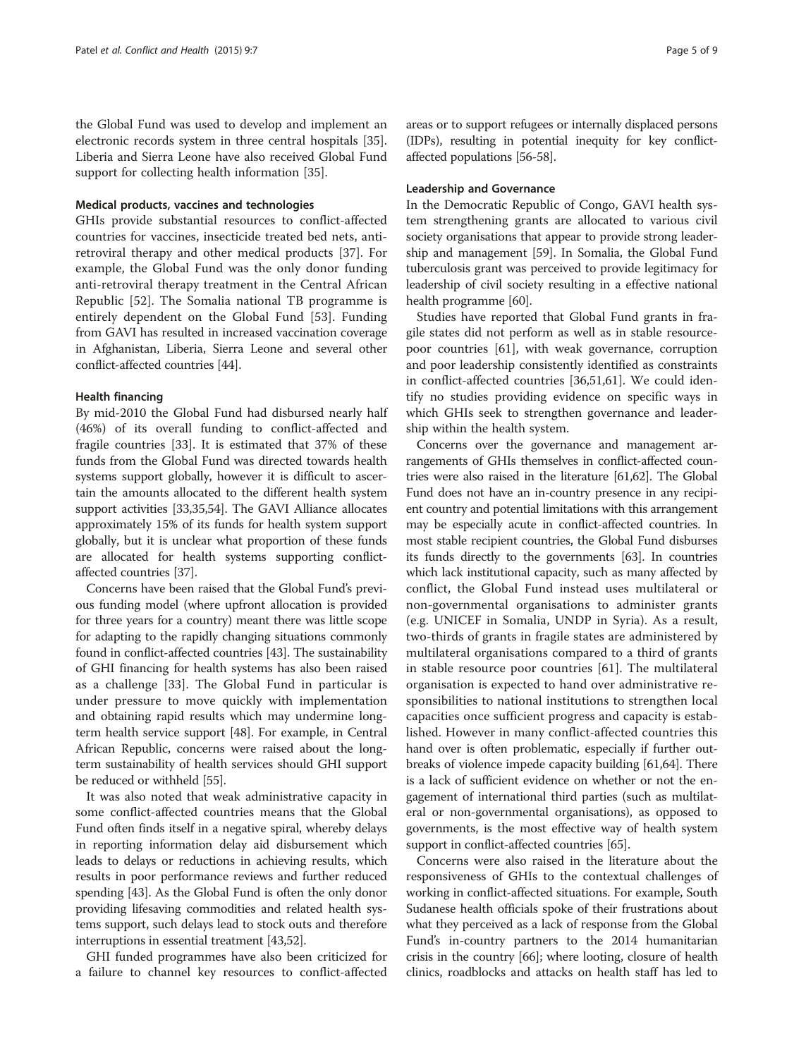the Global Fund was used to develop and implement an electronic records system in three central hospitals [35]. Liberia and Sierra Leone have also received Global Fund support for collecting health information [35].

#### Medical products, vaccines and technologies

GHIs provide substantial resources to conflict-affected countries for vaccines, insecticide treated bed nets, anti-retroviral therapy and other medical products [37]. For example, the Global Fund was the only donor funding anti-retroviral therapy treatment in the Central African Republic [52]. The Somalia national TB programme is entirely dependent on the Global Fund [53]. Funding from GAVI has resulted in increased vaccination coverage in Afghanistan, Liberia, Sierra Leone and several other conflict-affected countries [44].

#### Health financing

By mid-2010 the Global Fund had disbursed nearly half (46%) of its overall funding to conflict-affected and fragile countries [33]. It is estimated that 37% of these funds from the Global Fund was directed towards health systems support globally, however it is difficult to ascertain the amounts allocated to the different health system support activities [33,35,54]. The GAVI Alliance allocates approximately 15% of its funds for health system support globally, but it is unclear what proportion of these funds are allocated for health systems supporting conflict-affected countries [37].

Concerns have been raised that the Global Fund's previous funding model (where upfront allocation is provided for three years for a country) meant there was little scope for adapting to the rapidly changing situations commonly found in conflict-affected countries [43]. The sustainability of GHI financing for health systems has also been raised as a challenge [33]. The Global Fund in particular is under pressure to move quickly with implementation and obtaining rapid results which may undermine long-term health service support [48]. For example, in Central African Republic, concerns were raised about the long-term sustainability of health services should GHI support be reduced or withheld [55].

It was also noted that weak administrative capacity in some conflict-affected countries means that the Global Fund often finds itself in a negative spiral, whereby delays in reporting information delay aid disbursement which leads to delays or reductions in achieving results, which results in poor performance reviews and further reduced spending [43]. As the Global Fund is often the only donor providing lifesaving commodities and related health systems support, such delays lead to stock outs and therefore interruptions in essential treatment [43,52].

GHI funded programmes have also been criticized for a failure to channel key resources to conflict-affected areas or to support refugees or internally displaced persons (IDPs), resulting in potential inequity for key conflict-affected populations [56-58].

#### Leadership and Governance

In the Democratic Republic of Congo, GAVI health system strengthening grants are allocated to various civil society organisations that appear to provide strong leadership and management [59]. In Somalia, the Global Fund tuberculosis grant was perceived to provide legitimacy for leadership of civil society resulting in a effective national health programme [60].

Studies have reported that Global Fund grants in fragile states did not perform as well as in stable resource-poor countries [61], with weak governance, corruption and poor leadership consistently identified as constraints in conflict-affected countries [36,51,61]. We could identify no studies providing evidence on specific ways in which GHIs seek to strengthen governance and leadership within the health system.

Concerns over the governance and management arrangements of GHIs themselves in conflict-affected countries were also raised in the literature [61,62]. The Global Fund does not have an in-country presence in any recipient country and potential limitations with this arrangement may be especially acute in conflict-affected countries. In most stable recipient countries, the Global Fund disburses its funds directly to the governments [63]. In countries which lack institutional capacity, such as many affected by conflict, the Global Fund instead uses multilateral or non-governmental organisations to administer grants (e.g. UNICEF in Somalia, UNDP in Syria). As a result, two-thirds of grants in fragile states are administered by multilateral organisations compared to a third of grants in stable resource poor countries [61]. The multilateral organisation is expected to hand over administrative responsibilities to national institutions to strengthen local capacities once sufficient progress and capacity is established. However in many conflict-affected countries this hand over is often problematic, especially if further outbreaks of violence impede capacity building [61,64]. There is a lack of sufficient evidence on whether or not the engagement of international third parties (such as multilateral or non-governmental organisations), as opposed to governments, is the most effective way of health system support in conflict-affected countries [65].

Concerns were also raised in the literature about the responsiveness of GHIs to the contextual challenges of working in conflict-affected situations. For example, South Sudanese health officials spoke of their frustrations about what they perceived as a lack of response from the Global Fund's in-country partners to the 2014 humanitarian crisis in the country [66]; where looting, closure of health clinics, roadblocks and attacks on health staff has led to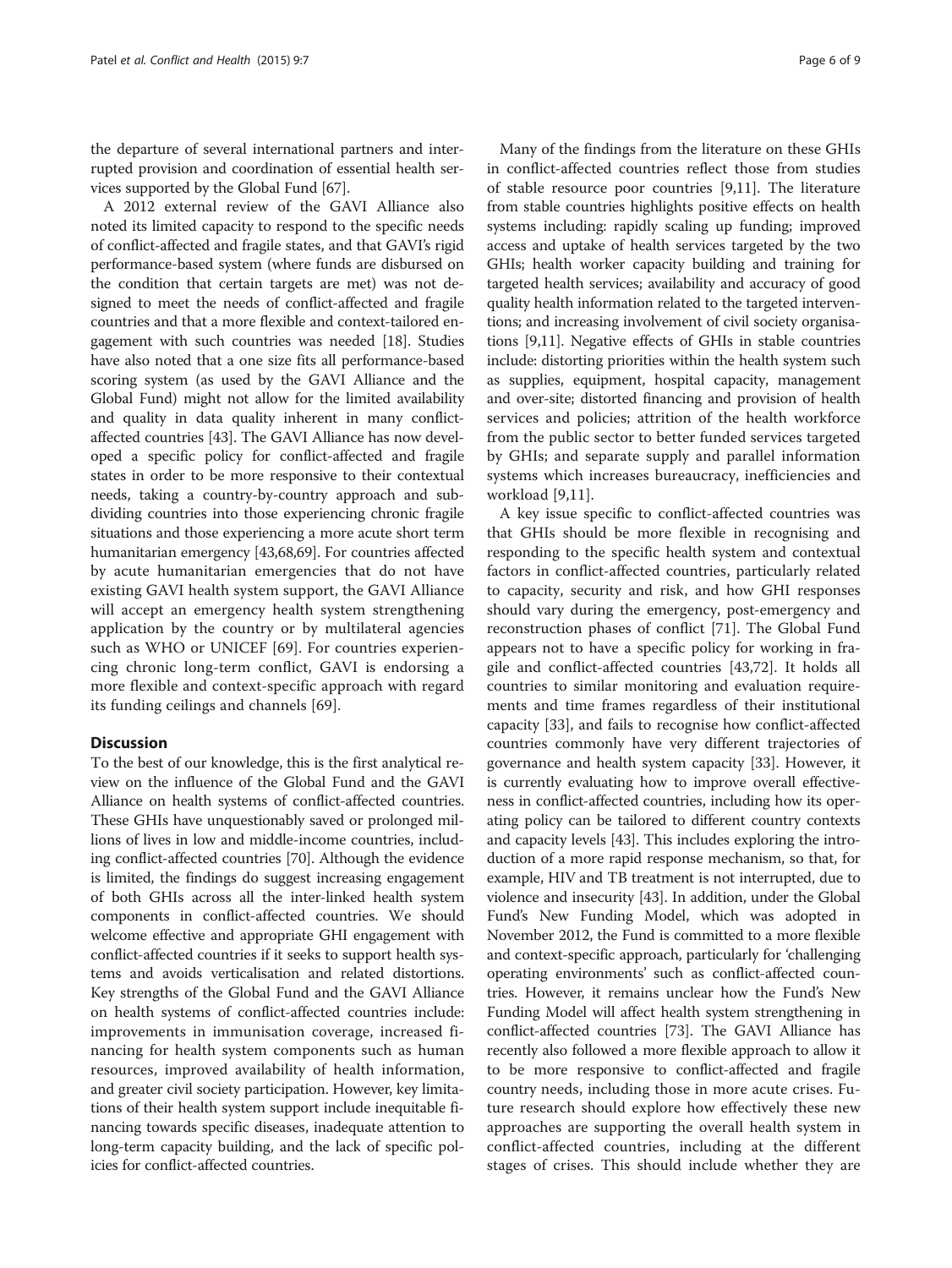the departure of several international partners and interrupted provision and coordination of essential health services supported by the Global Fund [67].

A 2012 external review of the GAVI Alliance also noted its limited capacity to respond to the specific needs of conflict-affected and fragile states, and that GAVI's rigid performance-based system (where funds are disbursed on the condition that certain targets are met) was not designed to meet the needs of conflict-affected and fragile countries and that a more flexible and context-tailored engagement with such countries was needed [18]. Studies have also noted that a one size fits all performance-based scoring system (as used by the GAVI Alliance and the Global Fund) might not allow for the limited availability and quality in data quality inherent in many conflict-affected countries [43]. The GAVI Alliance has now developed a specific policy for conflict-affected and fragile states in order to be more responsive to their contextual needs, taking a country-by-country approach and subdividing countries into those experiencing chronic fragile situations and those experiencing a more acute short term humanitarian emergency [43,68,69]. For countries affected by acute humanitarian emergencies that do not have existing GAVI health system support, the GAVI Alliance will accept an emergency health system strengthening application by the country or by multilateral agencies such as WHO or UNICEF [69]. For countries experiencing chronic long-term conflict, GAVI is endorsing a more flexible and context-specific approach with regard its funding ceilings and channels [69].

## Discussion

To the best of our knowledge, this is the first analytical review on the influence of the Global Fund and the GAVI Alliance on health systems of conflict-affected countries. These GHIs have unquestionably saved or prolonged millions of lives in low and middle-income countries, including conflict-affected countries [70]. Although the evidence is limited, the findings do suggest increasing engagement of both GHIs across all the inter-linked health system components in conflict-affected countries. We should welcome effective and appropriate GHI engagement with conflict-affected countries if it seeks to support health systems and avoids verticalisation and related distortions. Key strengths of the Global Fund and the GAVI Alliance on health systems of conflict-affected countries include: improvements in immunisation coverage, increased financing for health system components such as human resources, improved availability of health information, and greater civil society participation. However, key limitations of their health system support include inequitable financing towards specific diseases, inadequate attention to long-term capacity building, and the lack of specific policies for conflict-affected countries.

Many of the findings from the literature on these GHIs in conflict-affected countries reflect those from studies of stable resource poor countries [9,11]. The literature from stable countries highlights positive effects on health systems including: rapidly scaling up funding; improved access and uptake of health services targeted by the two GHIs; health worker capacity building and training for targeted health services; availability and accuracy of good quality health information related to the targeted interventions; and increasing involvement of civil society organisations [9,11]. Negative effects of GHIs in stable countries include: distorting priorities within the health system such as supplies, equipment, hospital capacity, management and over-site; distorted financing and provision of health services and policies; attrition of the health workforce from the public sector to better funded services targeted by GHIs; and separate supply and parallel information systems which increases bureaucracy, inefficiencies and workload [9,11].

A key issue specific to conflict-affected countries was that GHIs should be more flexible in recognising and responding to the specific health system and contextual factors in conflict-affected countries, particularly related to capacity, security and risk, and how GHI responses should vary during the emergency, post-emergency and reconstruction phases of conflict [71]. The Global Fund appears not to have a specific policy for working in fragile and conflict-affected countries [43,72]. It holds all countries to similar monitoring and evaluation requirements and time frames regardless of their institutional capacity [33], and fails to recognise how conflict-affected countries commonly have very different trajectories of governance and health system capacity [33]. However, it is currently evaluating how to improve overall effectiveness in conflict-affected countries, including how its operating policy can be tailored to different country contexts and capacity levels [43]. This includes exploring the introduction of a more rapid response mechanism, so that, for example, HIV and TB treatment is not interrupted, due to violence and insecurity [43]. In addition, under the Global Fund's New Funding Model, which was adopted in November 2012, the Fund is committed to a more flexible and context-specific approach, particularly for 'challenging operating environments' such as conflict-affected countries. However, it remains unclear how the Fund's New Funding Model will affect health system strengthening in conflict-affected countries [73]. The GAVI Alliance has recently also followed a more flexible approach to allow it to be more responsive to conflict-affected and fragile country needs, including those in more acute crises. Future research should explore how effectively these new approaches are supporting the overall health system in conflict-affected countries, including at the different stages of crises. This should include whether they are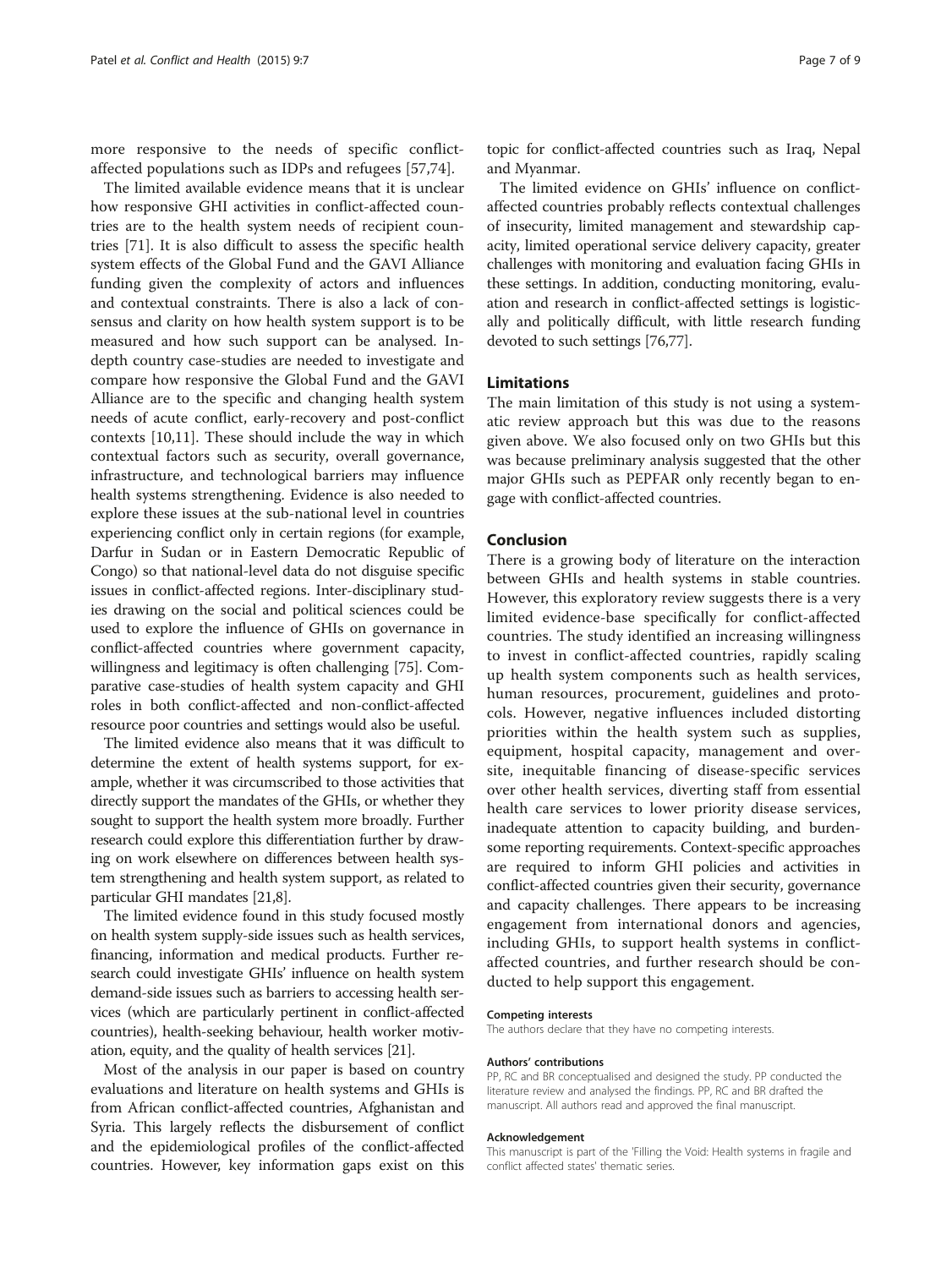more responsive to the needs of specific conflict-affected populations such as IDPs and refugees [57,74].

The limited available evidence means that it is unclear how responsive GHI activities in conflict-affected countries are to the health system needs of recipient countries [71]. It is also difficult to assess the specific health system effects of the Global Fund and the GAVI Alliance funding given the complexity of actors and influences and contextual constraints. There is also a lack of consensus and clarity on how health system support is to be measured and how such support can be analysed. In-depth country case-studies are needed to investigate and compare how responsive the Global Fund and the GAVI Alliance are to the specific and changing health system needs of acute conflict, early-recovery and post-conflict contexts [10,11]. These should include the way in which contextual factors such as security, overall governance, infrastructure, and technological barriers may influence health systems strengthening. Evidence is also needed to explore these issues at the sub-national level in countries experiencing conflict only in certain regions (for example, Darfur in Sudan or in Eastern Democratic Republic of Congo) so that national-level data do not disguise specific issues in conflict-affected regions. Inter-disciplinary studies drawing on the social and political sciences could be used to explore the influence of GHIs on governance in conflict-affected countries where government capacity, willingness and legitimacy is often challenging [75]. Comparative case-studies of health system capacity and GHI roles in both conflict-affected and non-conflict-affected resource poor countries and settings would also be useful.

The limited evidence also means that it was difficult to determine the extent of health systems support, for example, whether it was circumscribed to those activities that directly support the mandates of the GHIs, or whether they sought to support the health system more broadly. Further research could explore this differentiation further by drawing on work elsewhere on differences between health system strengthening and health system support, as related to particular GHI mandates [21,8].

The limited evidence found in this study focused mostly on health system supply-side issues such as health services, financing, information and medical products. Further research could investigate GHIs' influence on health system demand-side issues such as barriers to accessing health services (which are particularly pertinent in conflict-affected countries), health-seeking behaviour, health worker motivation, equity, and the quality of health services [21].

Most of the analysis in our paper is based on country evaluations and literature on health systems and GHIs is from African conflict-affected countries, Afghanistan and Syria. This largely reflects the disbursement of conflict and the epidemiological profiles of the conflict-affected countries. However, key information gaps exist on this topic for conflict-affected countries such as Iraq, Nepal and Myanmar.

The limited evidence on GHIs' influence on conflict-affected countries probably reflects contextual challenges of insecurity, limited management and stewardship capacity, limited operational service delivery capacity, greater challenges with monitoring and evaluation facing GHIs in these settings. In addition, conducting monitoring, evaluation and research in conflict-affected settings is logistically and politically difficult, with little research funding devoted to such settings [76,77].

## Limitations

The main limitation of this study is not using a systematic review approach but this was due to the reasons given above. We also focused only on two GHIs but this was because preliminary analysis suggested that the other major GHIs such as PEPFAR only recently began to engage with conflict-affected countries.

## Conclusion

There is a growing body of literature on the interaction between GHIs and health systems in stable countries. However, this exploratory review suggests there is a very limited evidence-base specifically for conflict-affected countries. The study identified an increasing willingness to invest in conflict-affected countries, rapidly scaling up health system components such as health services, human resources, procurement, guidelines and protocols. However, negative influences included distorting priorities within the health system such as supplies, equipment, hospital capacity, management and oversite, inequitable financing of disease-specific services over other health services, diverting staff from essential health care services to lower priority disease services, inadequate attention to capacity building, and burdensome reporting requirements. Context-specific approaches are required to inform GHI policies and activities in conflict-affected countries given their security, governance and capacity challenges. There appears to be increasing engagement from international donors and agencies, including GHIs, to support health systems in conflict-affected countries, and further research should be conducted to help support this engagement.

#### Competing interests

The authors declare that they have no competing interests.

#### Authors' contributions

PP, RC and BR conceptualised and designed the study. PP conducted the literature review and analysed the findings. PP, RC and BR drafted the manuscript. All authors read and approved the final manuscript.

#### Acknowledgement

This manuscript is part of the 'Filling the Void: Health systems in fragile and conflict affected states' thematic series.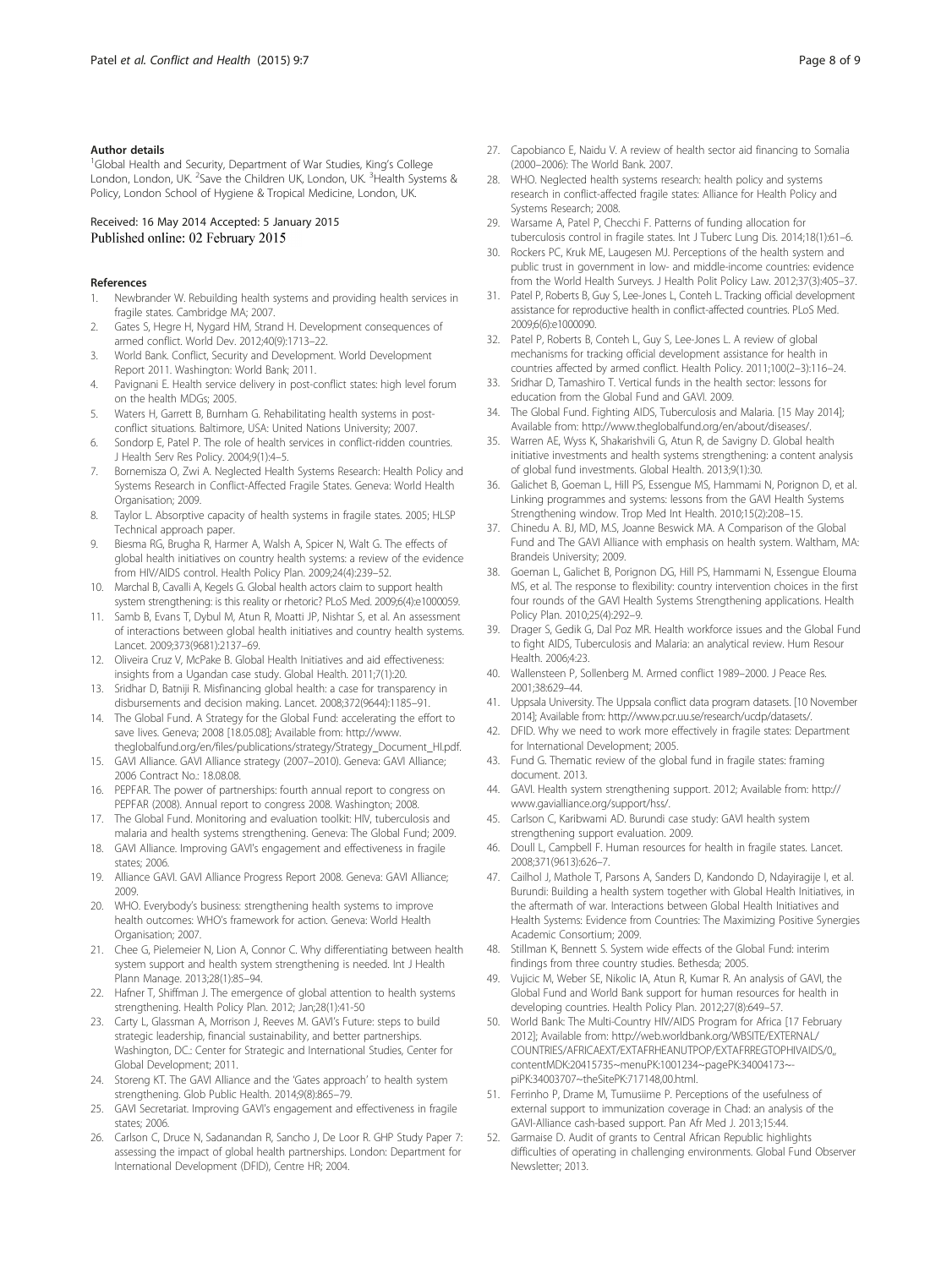#### Author details

[1]Global Health and Security, Department of War Studies, King's College London, London, UK. [2]Save the Children UK, London, UK. [3]Health Systems & Policy, London School of Hygiene & Tropical Medicine, London, UK.

Received: 16 May 2014 Accepted: 5 January 2015
Published online: 02 February 2015

#### References

1. Newbrander W. Rebuilding health systems and providing health services in fragile states. Cambridge MA; 2007.
2. Gates S, Hegre H, Nygard HM, Strand H. Development consequences of armed conflict. World Dev. 2012;40(9):1713–22.
3. World Bank. Conflict, Security and Development. World Development Report 2011. Washington: World Bank; 2011.
4. Pavignani E. Health service delivery in post-conflict states: high level forum on the health MDGs; 2005.
5. Waters H, Garrett B, Burnham G. Rehabilitating health systems in post-conflict situations. Baltimore, USA: United Nations University; 2007.
6. Sondorp E, Patel P. The role of health services in conflict-ridden countries. J Health Serv Res Policy. 2004;9(1):4–5.
7. Bornemisza O, Zwi A. Neglected Health Systems Research: Health Policy and Systems Research in Conflict-Affected Fragile States. Geneva: World Health Organisation; 2009.
8. Taylor L. Absorptive capacity of health systems in fragile states. 2005; HLSP Technical approach paper.
9. Biesma RG, Brugha R, Harmer A, Walsh A, Spicer N, Walt G. The effects of global health initiatives on country health systems: a review of the evidence from HIV/AIDS control. Health Policy Plan. 2009;24(4):239–52.
10. Marchal B, Cavalli A, Kegels G. Global health actors claim to support health system strengthening: is this reality or rhetoric? PLoS Med. 2009;6(4):e1000059.
11. Samb B, Evans T, Dybul M, Atun R, Moatti JP, Nishtar S, et al. An assessment of interactions between global health initiatives and country health systems. Lancet. 2009;373(9681):2137–69.
12. Oliveira Cruz V, McPake B. Global Health Initiatives and aid effectiveness: insights from a Ugandan case study. Global Health. 2011;7(1):20.
13. Sridhar D, Batniji R. Misfinancing global health: a case for transparency in disbursements and decision making. Lancet. 2008;372(9644):1185–91.
14. The Global Fund. A Strategy for the Global Fund: accelerating the effort to save lives. Geneva; 2008 [18.05.08]; Available from: http://www.theglobalfund.org/en/files/publications/strategy/Strategy_Document_HI.pdf.
15. GAVI Alliance. GAVI Alliance strategy (2007–2010). Geneva: GAVI Alliance; 2006 Contract No.: 18.08.08.
16. PEPFAR. The power of partnerships: fourth annual report to congress on PEPFAR (2008). Annual report to congress 2008. Washington; 2008.
17. The Global Fund. Monitoring and evaluation toolkit: HIV, tuberculosis and malaria and health systems strengthening. Geneva: The Global Fund; 2009.
18. GAVI Alliance. Improving GAVI's engagement and effectiveness in fragile states; 2006.
19. Alliance GAVI. GAVI Alliance Progress Report 2008. Geneva: GAVI Alliance; 2009.
20. WHO. Everybody's business: strengthening health systems to improve health outcomes: WHO's framework for action. Geneva: World Health Organisation; 2007.
21. Chee G, Pielemeier N, Lion A, Connor C. Why differentiating between health system support and health system strengthening is needed. Int J Health Plann Manage. 2013;28(1):85–94.
22. Hafner T, Shiffman J. The emergence of global attention to health systems strengthening. Health Policy Plan. 2012; Jan;28(1):41-50
23. Carty L, Glassman A, Morrison J, Reeves M. GAVI's Future: steps to build strategic leadership, financial sustainability, and better partnerships. Washington, DC.: Center for Strategic and International Studies, Center for Global Development; 2011.
24. Storeng KT. The GAVI Alliance and the 'Gates approach' to health system strengthening. Glob Public Health. 2014;9(8):865–79.
25. GAVI Secretariat. Improving GAVI's engagement and effectiveness in fragile states; 2006.
26. Carlson C, Druce N, Sadanandan R, Sancho J, De Loor R. GHP Study Paper 7: assessing the impact of global health partnerships. London: Department for International Development (DFID), Centre HR; 2004.
27. Capobianco E, Naidu V. A review of health sector aid financing to Somalia (2000–2006): The World Bank. 2007.
28. WHO. Neglected health systems research: health policy and systems research in conflict-affected fragile states: Alliance for Health Policy and Systems Research; 2008.
29. Warsame A, Patel P, Checchi F. Patterns of funding allocation for tuberculosis control in fragile states. Int J Tuberc Lung Dis. 2014;18(1):61–6.
30. Rockers PC, Kruk ME, Laugesen MJ. Perceptions of the health system and public trust in government in low- and middle-income countries: evidence from the World Health Surveys. J Health Polit Policy Law. 2012;37(3):405–37.
31. Patel P, Roberts B, Guy S, Lee-Jones L, Conteh L. Tracking official development assistance for reproductive health in conflict-affected countries. PLoS Med. 2009;6(6):e1000090.
32. Patel P, Roberts B, Conteh L, Guy S, Lee-Jones L. A review of global mechanisms for tracking official development assistance for health in countries affected by armed conflict. Health Policy. 2011;100(2–3):116–24.
33. Sridhar D, Tamashiro T. Vertical funds in the health sector: lessons for education from the Global Fund and GAVI. 2009.
34. The Global Fund. Fighting AIDS, Tuberculosis and Malaria. [15 May 2014]; Available from: http://www.theglobalfund.org/en/about/diseases/.
35. Warren AE, Wyss K, Shakarishvili G, Atun R, de Savigny D. Global health initiative investments and health systems strengthening: a content analysis of global fund investments. Global Health. 2013;9(1):30.
36. Galichet B, Goeman L, Hill PS, Essengue MS, Hammami N, Porignon D, et al. Linking programmes and systems: lessons from the GAVI Health Systems Strengthening window. Trop Med Int Health. 2010;15(2):208–15.
37. Chinedu A. BJ, MD, M.S, Joanne Beswick MA. A Comparison of the Global Fund and The GAVI Alliance with emphasis on health system. Waltham, MA: Brandeis University; 2009.
38. Goeman L, Galichet B, Porignon DG, Hill PS, Hammami N, Essengue Elouma MS, et al. The response to flexibility: country intervention choices in the first four rounds of the GAVI Health Systems Strengthening applications. Health Policy Plan. 2010;25(4):292–9.
39. Drager S, Gedik G, Dal Poz MR. Health workforce issues and the Global Fund to fight AIDS, Tuberculosis and Malaria: an analytical review. Hum Resour Health. 2006;4:23.
40. Wallensteen P, Sollenberg M. Armed conflict 1989–2000. J Peace Res. 2001;38:629–44.
41. Uppsala University. The Uppsala conflict data program datasets. [10 November 2014]; Available from: http://www.pcr.uu.se/research/ucdp/datasets/.
42. DFID. Why we need to work more effectively in fragile states: Department for International Development; 2005.
43. Fund G. Thematic review of the global fund in fragile states: framing document. 2013.
44. GAVI. Health system strengthening support. 2012; Available from: http://www.gavialliance.org/support/hss/.
45. Carlson C, Karibwami AD. Burundi case study: GAVI health system strengthening support evaluation. 2009.
46. Doull L, Campbell F. Human resources for health in fragile states. Lancet. 2008;371(9613):626–7.
47. Cailhol J, Mathole T, Parsons A, Sanders D, Kandondo D, Ndayiragije I, et al. Burundi: Building a health system together with Global Health Initiatives, in the aftermath of war. Interactions between Global Health Initiatives and Health Systems: Evidence from Countries: The Maximizing Positive Synergies Academic Consortium; 2009.
48. Stillman K, Bennett S. System wide effects of the Global Fund: interim findings from three country studies. Bethesda; 2005.
49. Vujicic M, Weber SE, Nikolic IA, Atun R, Kumar R. An analysis of GAVI, the Global Fund and World Bank support for human resources for health in developing countries. Health Policy Plan. 2012;27(8):649–57.
50. World Bank: The Multi-Country HIV/AIDS Program for Africa [17 February 2012]; Available from: http://web.worldbank.org/WBSITE/EXTERNAL/COUNTRIES/AFRICAEXT/EXTAFRHEANUTPOP/EXTAFRREGTOPHIVAIDS/0,,contentMDK:20415735~menuPK:1001234~pagePK:34004173~piPK:34003707~theSitePK:717148,00.html.
51. Ferrinho P, Drame M, Tumusiime P. Perceptions of the usefulness of external support to immunization coverage in Chad: an analysis of the GAVI-Alliance cash-based support. Pan Afr Med J. 2013;15:44.
52. Garmaise D. Audit of grants to Central African Republic highlights difficulties of operating in challenging environments. Global Fund Observer Newsletter; 2013.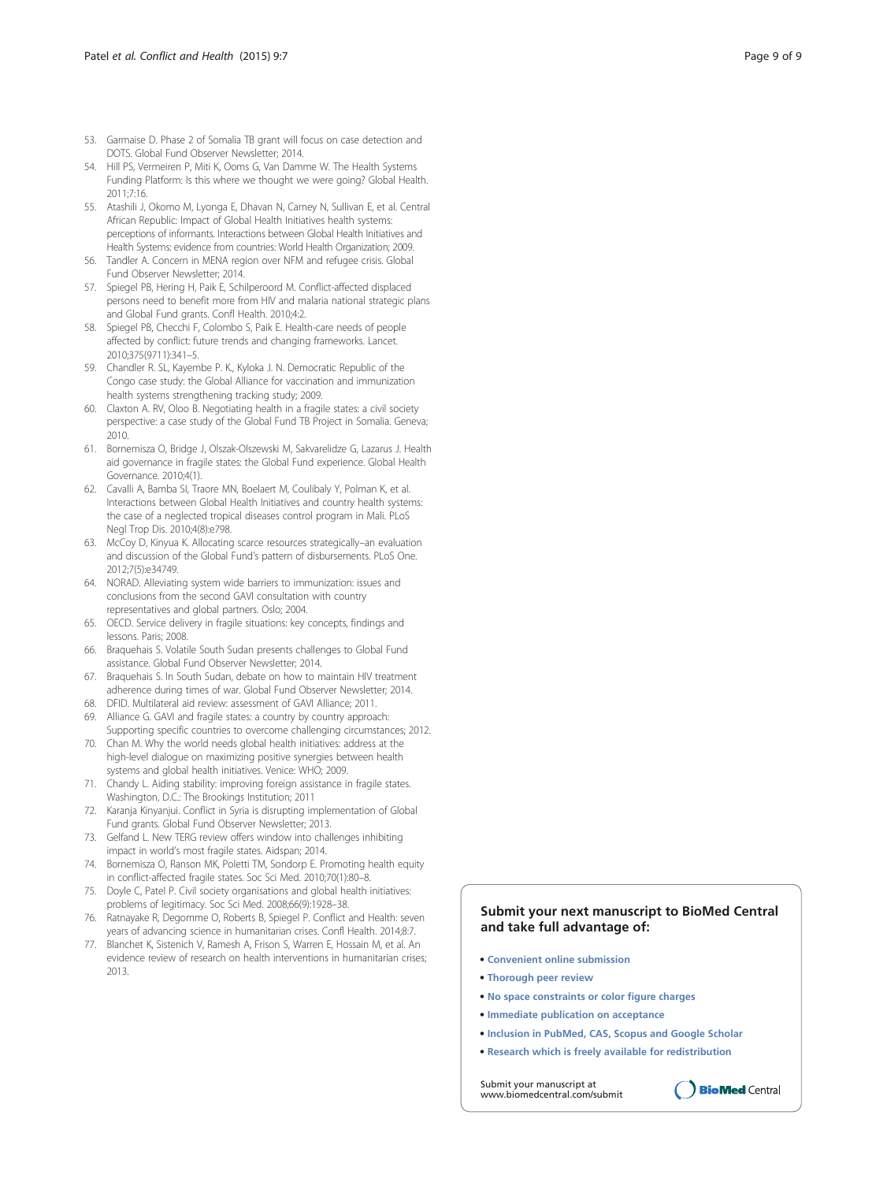53. Garmaise D. Phase 2 of Somalia TB grant will focus on case detection and DOTS. Global Fund Observer Newsletter; 2014.
54. Hill PS, Vermeiren P, Miti K, Ooms G, Van Damme W. The Health Systems Funding Platform: Is this where we thought we were going? Global Health. 2011;7:16.
55. Atashili J, Okomo M, Lyonga E, Dhavan N, Carney N, Sullivan E, et al. Central African Republic: Impact of Global Health Initiatives health systems: perceptions of informants. Interactions between Global Health Initiatives and Health Systems: evidence from countries: World Health Organization; 2009.
56. Tandler A. Concern in MENA region over NFM and refugee crisis. Global Fund Observer Newsletter; 2014.
57. Spiegel PB, Hering H, Paik E, Schilperoord M. Conflict-affected displaced persons need to benefit more from HIV and malaria national strategic plans and Global Fund grants. Confl Health. 2010;4:2.
58. Spiegel PB, Checchi F, Colombo S, Paik E. Health-care needs of people affected by conflict: future trends and changing frameworks. Lancet. 2010;375(9711):341–5.
59. Chandler R. SL, Kayembe P. K., Kyloka J. N. Democratic Republic of the Congo case study: the Global Alliance for vaccination and immunization health systems strengthening tracking study; 2009.
60. Claxton A. RV, Oloo B. Negotiating health in a fragile states: a civil society perspective: a case study of the Global Fund TB Project in Somalia. Geneva; 2010.
61. Bornemisza O, Bridge J, Olszak-Olszewski M, Sakvarelidze G, Lazarus J. Health aid governance in fragile states: the Global Fund experience. Global Health Governance. 2010;4(1).
62. Cavalli A, Bamba SI, Traore MN, Boelaert M, Coulibaly Y, Polman K, et al. Interactions between Global Health Initiatives and country health systems: the case of a neglected tropical diseases control program in Mali. PLoS Negl Trop Dis. 2010;4(8):e798.
63. McCoy D, Kinyua K. Allocating scarce resources strategically–an evaluation and discussion of the Global Fund's pattern of disbursements. PLoS One. 2012;7(5):e34749.
64. NORAD. Alleviating system wide barriers to immunization: issues and conclusions from the second GAVI consultation with country representatives and global partners. Oslo; 2004.
65. OECD. Service delivery in fragile situations: key concepts, findings and lessons. Paris; 2008.
66. Braquehais S. Volatile South Sudan presents challenges to Global Fund assistance. Global Fund Observer Newsletter; 2014.
67. Braquehais S. In South Sudan, debate on how to maintain HIV treatment adherence during times of war. Global Fund Observer Newsletter; 2014.
68. DFID. Multilateral aid review: assessment of GAVI Alliance; 2011.
69. Alliance G. GAVI and fragile states: a country by country approach: Supporting specific countries to overcome challenging circumstances; 2012.
70. Chan M. Why the world needs global health initiatives: address at the high-level dialogue on maximizing positive synergies between health systems and global health initiatives. Venice: WHO; 2009.
71. Chandy L. Aiding stability: improving foreign assistance in fragile states. Washington, D.C.: The Brookings Institution; 2011
72. Karanja Kinyanjui. Conflict in Syria is disrupting implementation of Global Fund grants. Global Fund Observer Newsletter; 2013.
73. Gelfand L. New TERG review offers window into challenges inhibiting impact in world's most fragile states. Aidspan; 2014.
74. Bornemisza O, Ranson MK, Poletti TM, Sondorp E. Promoting health equity in conflict-affected fragile states. Soc Sci Med. 2010;70(1):80–8.
75. Doyle C, Patel P. Civil society organisations and global health initiatives: problems of legitimacy. Soc Sci Med. 2008;66(9):1928–38.
76. Ratnayake R, Degomme O, Roberts B, Spiegel P. Conflict and Health: seven years of advancing science in humanitarian crises. Confl Health. 2014;8:7.
77. Blanchet K, Sistenich V, Ramesh A, Frison S, Warren E, Hossain M, et al. An evidence review of research on health interventions in humanitarian crises; 2013.

**Submit your next manuscript to BioMed Central and take full advantage of:**

- **Convenient online submission**
- **Thorough peer review**
- **No space constraints or color figure charges**
- **Immediate publication on acceptance**
- **Inclusion in PubMed, CAS, Scopus and Google Scholar**
- **Research which is freely available for redistribution**

Submit your manuscript at
www.biomedcentral.com/submit

BioMed Central